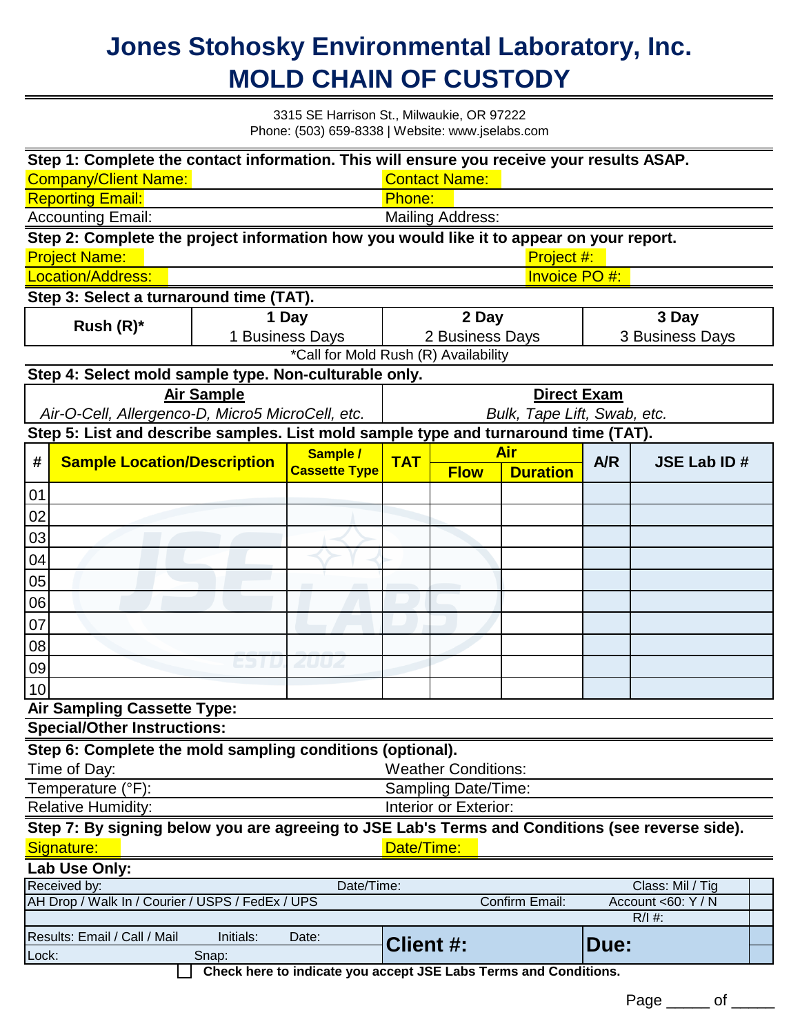# Jones Stohosky Environmental Laboratory, Inc.
# MOLD CHAIN OF CUSTODY

3315 SE Harrison St., Milwaukie, OR 97222
Phone: (503) 659-8338 | Website: www.jselabs.com

**Step 1: Complete the contact information. This will ensure you receive your results ASAP.**

| | |
|---|---|
| Company/Client Name: | Contact Name: |
| Reporting Email: | Phone: |
| Accounting Email: | Mailing Address: |

**Step 2: Complete the project information how you would like it to appear on your report.**

| | |
|---|---|
| Project Name: | Project #: |
| Location/Address: | Invoice PO #: |

**Step 3: Select a turnaround time (TAT).**

| Rush (R)* | 1 Day<br>1 Business Days | 2 Day<br>2 Business Days | 3 Day<br>3 Business Days |
|---|---|---|---|

*Call for Mold Rush (R) Availability

**Step 4: Select mold sample type. Non-culturable only.**

| <u>Air Sample</u> | <u>Direct Exam</u> |
|---|---|
| *Air-O-Cell, Allergenco-D, Micro5 MicroCell, etc.* | *Bulk, Tape Lift, Swab, etc.* |

**Step 5: List and describe samples. List mold sample type and turnaround time (TAT).**

| # | Sample Location/Description | Sample / Cassette Type | TAT | Air | | A/R | JSE Lab ID # |
|---|---|---|---|---|---|---|---|
| | | | | Flow | Duration | | |
| 01 | | | | | | | |
| 02 | | | | | | | |
| 03 | | | | | | | |
| 04 | | | | | | | |
| 05 | | | | | | | |
| 06 | | | | | | | |
| 07 | | | | | | | |
| 08 | | | | | | | |
| 09 | | | | | | | |
| 10 | | | | | | | |

**Air Sampling Cassette Type:**

**Special/Other Instructions:**

**Step 6: Complete the mold sampling conditions (optional).**

| | |
|---|---|
| Time of Day: | Weather Conditions: |
| Temperature (°F): | Sampling Date/Time: |
| Relative Humidity: | Interior or Exterior: |

**Step 7: By signing below you are agreeing to JSE Lab's Terms and Conditions (see reverse side).**

| | |
|---|---|
| Signature: | Date/Time: |

**Lab Use Only:**

| | | | |
|---|---|---|---|
| Received by: | Date/Time: | | Class: Mil / Tig |
| AH Drop / Walk In / Courier / USPS / FedEx / UPS | | Confirm Email: | Account <60: Y / N |
| | | | R/I #: |
| Results: Email / Call / Mail  Initials:  Date: | **Client #:** | | **Due:** |
| Lock:  Snap: | | | |

☐ **Check here to indicate you accept JSE Labs Terms and Conditions.**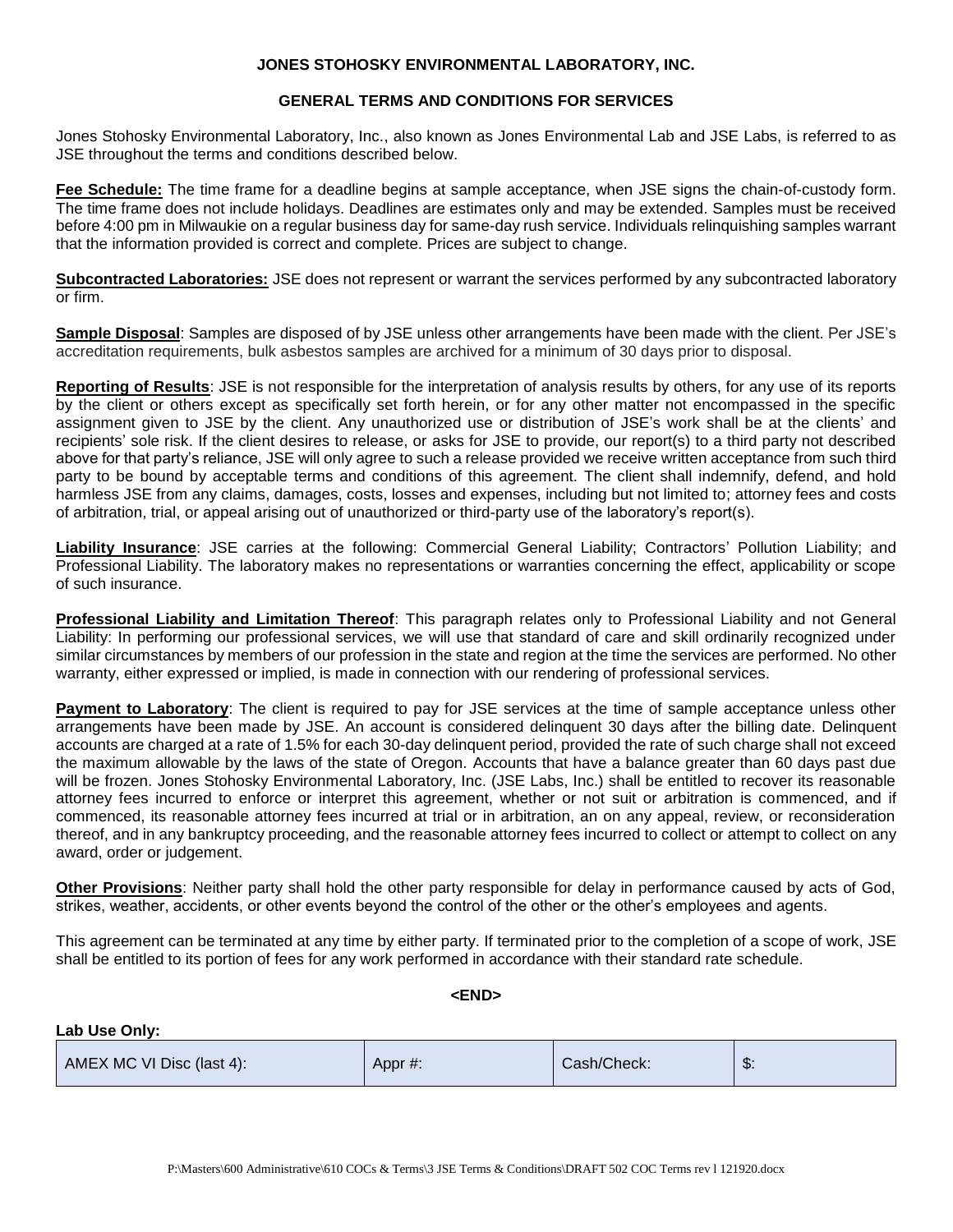**JONES STOHOSKY ENVIRONMENTAL LABORATORY, INC.**

**GENERAL TERMS AND CONDITIONS FOR SERVICES**

Jones Stohosky Environmental Laboratory, Inc., also known as Jones Environmental Lab and JSE Labs, is referred to as JSE throughout the terms and conditions described below.

**Fee Schedule:** The time frame for a deadline begins at sample acceptance, when JSE signs the chain-of-custody form. The time frame does not include holidays. Deadlines are estimates only and may be extended. Samples must be received before 4:00 pm in Milwaukie on a regular business day for same-day rush service. Individuals relinquishing samples warrant that the information provided is correct and complete. Prices are subject to change.

**Subcontracted Laboratories:** JSE does not represent or warrant the services performed by any subcontracted laboratory or firm.

**Sample Disposal**: Samples are disposed of by JSE unless other arrangements have been made with the client. Per JSE's accreditation requirements, bulk asbestos samples are archived for a minimum of 30 days prior to disposal.

**Reporting of Results**: JSE is not responsible for the interpretation of analysis results by others, for any use of its reports by the client or others except as specifically set forth herein, or for any other matter not encompassed in the specific assignment given to JSE by the client. Any unauthorized use or distribution of JSE's work shall be at the clients' and recipients' sole risk. If the client desires to release, or asks for JSE to provide, our report(s) to a third party not described above for that party's reliance, JSE will only agree to such a release provided we receive written acceptance from such third party to be bound by acceptable terms and conditions of this agreement. The client shall indemnify, defend, and hold harmless JSE from any claims, damages, costs, losses and expenses, including but not limited to; attorney fees and costs of arbitration, trial, or appeal arising out of unauthorized or third-party use of the laboratory's report(s).

**Liability Insurance**: JSE carries at the following: Commercial General Liability; Contractors' Pollution Liability; and Professional Liability. The laboratory makes no representations or warranties concerning the effect, applicability or scope of such insurance.

**Professional Liability and Limitation Thereof**: This paragraph relates only to Professional Liability and not General Liability: In performing our professional services, we will use that standard of care and skill ordinarily recognized under similar circumstances by members of our profession in the state and region at the time the services are performed. No other warranty, either expressed or implied, is made in connection with our rendering of professional services.

**Payment to Laboratory**: The client is required to pay for JSE services at the time of sample acceptance unless other arrangements have been made by JSE. An account is considered delinquent 30 days after the billing date. Delinquent accounts are charged at a rate of 1.5% for each 30-day delinquent period, provided the rate of such charge shall not exceed the maximum allowable by the laws of the state of Oregon. Accounts that have a balance greater than 60 days past due will be frozen. Jones Stohosky Environmental Laboratory, Inc. (JSE Labs, Inc.) shall be entitled to recover its reasonable attorney fees incurred to enforce or interpret this agreement, whether or not suit or arbitration is commenced, and if commenced, its reasonable attorney fees incurred at trial or in arbitration, an on any appeal, review, or reconsideration thereof, and in any bankruptcy proceeding, and the reasonable attorney fees incurred to collect or attempt to collect on any award, order or judgement.

**Other Provisions**: Neither party shall hold the other party responsible for delay in performance caused by acts of God, strikes, weather, accidents, or other events beyond the control of the other or the other's employees and agents.

This agreement can be terminated at any time by either party. If terminated prior to the completion of a scope of work, JSE shall be entitled to its portion of fees for any work performed in accordance with their standard rate schedule.

**<END>**

**Lab Use Only:**

| | | | |
|---|---|---|---|
| AMEX MC VI Disc (last 4): | Appr #: | Cash/Check: | $: |

P:\Masters\600 Administrative\610 COCs & Terms\3 JSE Terms & Conditions\DRAFT 502 COC Terms rev l 121920.docx